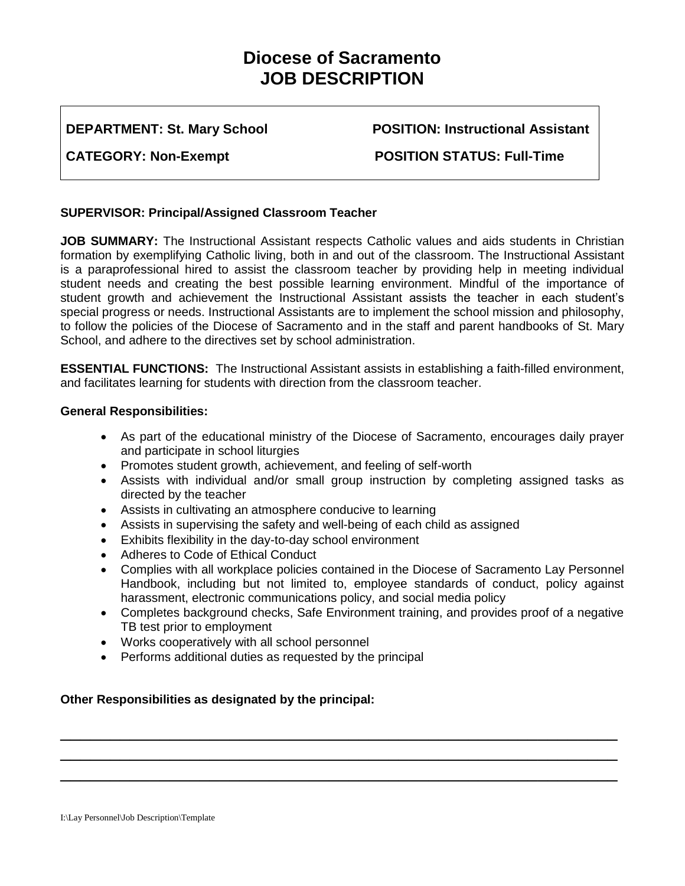# Diocese of Sacramento
# JOB DESCRIPTION

| | |
|---|---|
| **DEPARTMENT: St. Mary School** | **POSITION: Instructional Assistant** |
| **CATEGORY: Non-Exempt** | **POSITION STATUS: Full-Time** |

**SUPERVISOR: Principal/Assigned Classroom Teacher**

**JOB SUMMARY:** The Instructional Assistant respects Catholic values and aids students in Christian formation by exemplifying Catholic living, both in and out of the classroom. The Instructional Assistant is a paraprofessional hired to assist the classroom teacher by providing help in meeting individual student needs and creating the best possible learning environment. Mindful of the importance of student growth and achievement the Instructional Assistant assists the teacher in each student's special progress or needs. Instructional Assistants are to implement the school mission and philosophy, to follow the policies of the Diocese of Sacramento and in the staff and parent handbooks of St. Mary School, and adhere to the directives set by school administration.

**ESSENTIAL FUNCTIONS:** The Instructional Assistant assists in establishing a faith-filled environment, and facilitates learning for students with direction from the classroom teacher.

**General Responsibilities:**

- As part of the educational ministry of the Diocese of Sacramento, encourages daily prayer and participate in school liturgies
- Promotes student growth, achievement, and feeling of self-worth
- Assists with individual and/or small group instruction by completing assigned tasks as directed by the teacher
- Assists in cultivating an atmosphere conducive to learning
- Assists in supervising the safety and well-being of each child as assigned
- Exhibits flexibility in the day-to-day school environment
- Adheres to Code of Ethical Conduct
- Complies with all workplace policies contained in the Diocese of Sacramento Lay Personnel Handbook, including but not limited to, employee standards of conduct, policy against harassment, electronic communications policy, and social media policy
- Completes background checks, Safe Environment training, and provides proof of a negative TB test prior to employment
- Works cooperatively with all school personnel
- Performs additional duties as requested by the principal

**Other Responsibilities as designated by the principal:**

______________________________________________________________________________

______________________________________________________________________________

______________________________________________________________________________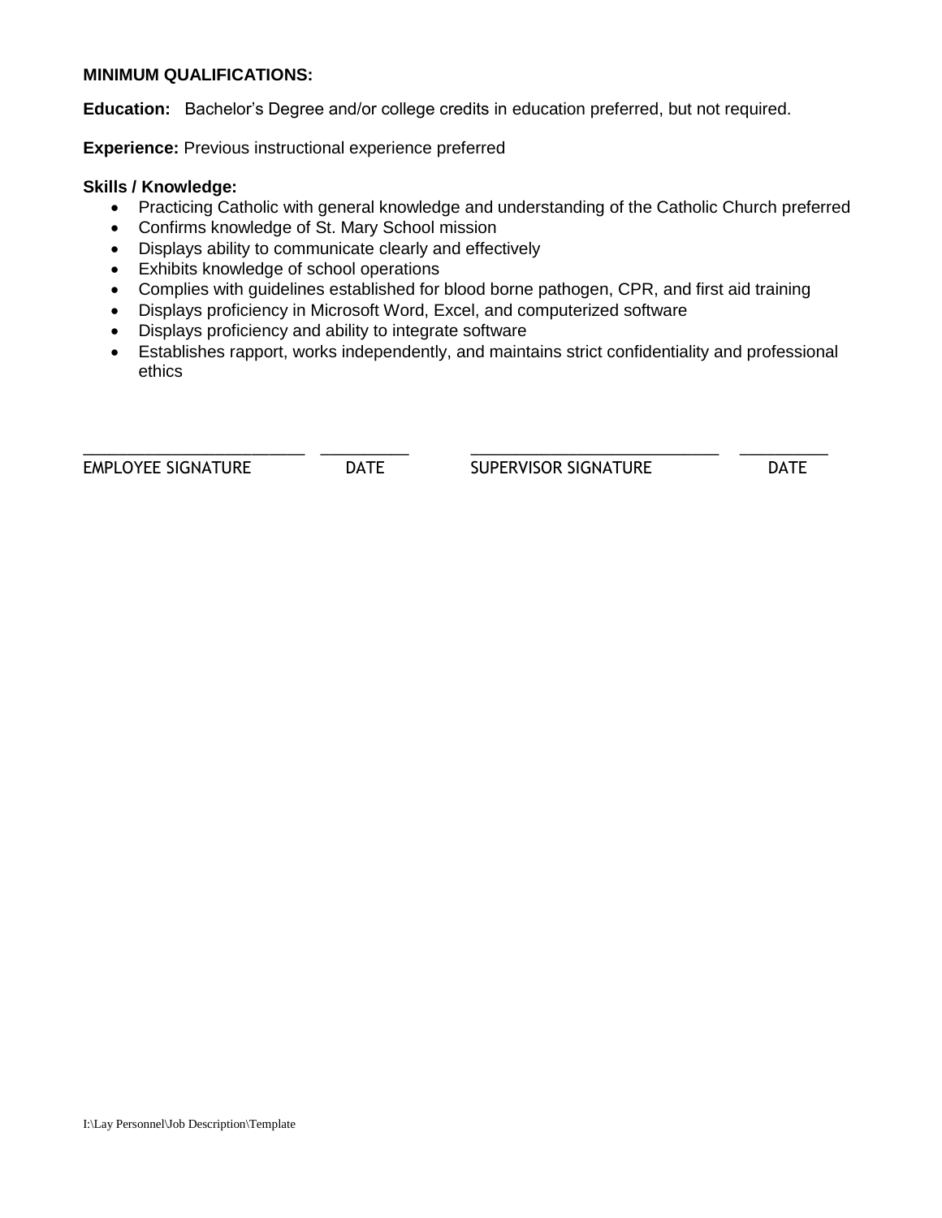**MINIMUM QUALIFICATIONS:**

**Education:** Bachelor's Degree and/or college credits in education preferred, but not required.

**Experience:** Previous instructional experience preferred

**Skills / Knowledge:**

- Practicing Catholic with general knowledge and understanding of the Catholic Church preferred
- Confirms knowledge of St. Mary School mission
- Displays ability to communicate clearly and effectively
- Exhibits knowledge of school operations
- Complies with guidelines established for blood borne pathogen, CPR, and first aid training
- Displays proficiency in Microsoft Word, Excel, and computerized software
- Displays proficiency and ability to integrate software
- Establishes rapport, works independently, and maintains strict confidentiality and professional ethics

| | | | |
|---|---|---|---|
| _________________________ | __________ | ____________________________ | __________ |
| EMPLOYEE SIGNATURE | DATE | SUPERVISOR SIGNATURE | DATE |

I:\Lay Personnel\Job Description\Template